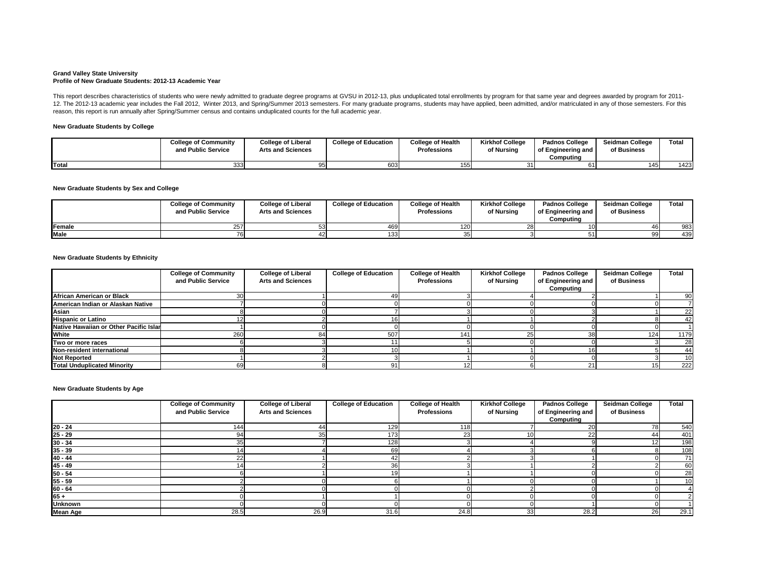**Grand Valley State University**
**Profile of New Graduate Students: 2012-13 Academic Year**

This report describes characteristics of students who were newly admitted to graduate degree programs at GVSU in 2012-13, plus unduplicated total enrollments by program for that same year and degrees awarded by program for 2011-12. The 2012-13 academic year includes the Fall 2012, Winter 2013, and Spring/Summer 2013 semesters. For many graduate programs, students may have applied, been admitted, and/or matriculated in any of those semesters. For this reason, this report is run annually after Spring/Summer census and contains unduplicated counts for the full academic year.

**New Graduate Students by College**

| | College of Community and Public Service | College of Liberal Arts and Sciences | College of Education | College of Health Professions | Kirkhof College of Nursing | Padnos College of Engineering and Computing | Seidman College of Business | Total |
|---|---|---|---|---|---|---|---|---|
| **Total** | 333 | 95 | 603 | 155 | 31 | 61 | 145 | 1423 |

**New Graduate Students by Sex and College**

| | College of Community and Public Service | College of Liberal Arts and Sciences | College of Education | College of Health Professions | Kirkhof College of Nursing | Padnos College of Engineering and Computing | Seidman College of Business | Total |
|---|---|---|---|---|---|---|---|---|
| **Female** | 257 | 53 | 469 | 120 | 28 | 10 | 46 | 983 |
| **Male** | 76 | 42 | 133 | 35 | 3 | 51 | 99 | 439 |

**New Graduate Students by Ethnicity**

| | College of Community and Public Service | College of Liberal Arts and Sciences | College of Education | College of Health Professions | Kirkhof College of Nursing | Padnos College of Engineering and Computing | Seidman College of Business | Total |
|---|---|---|---|---|---|---|---|---|
| **African American or Black** | 30 | 1 | 49 | 3 | 4 | 2 | 1 | 90 |
| **American Indian or Alaskan Native** | 7 | 0 | 0 | 0 | 0 | 0 | 0 | 7 |
| **Asian** | 8 | 0 | 7 | 3 | 0 | 3 | 1 | 22 |
| **Hispanic or Latino** | 12 | 2 | 16 | 1 | 1 | 2 | 8 | 42 |
| **Native Hawaiian or Other Pacific Islar** | 1 | 0 | 0 | 0 | 0 | 0 | 0 | 1 |
| **White** | 260 | 84 | 507 | 141 | 25 | 38 | 124 | 1179 |
| **Two or more races** | 6 | 3 | 11 | 5 | 0 | 0 | 3 | 28 |
| **Non-resident international** | 8 | 3 | 10 | 1 | 1 | 16 | 5 | 44 |
| **Not Reported** | 1 | 2 | 3 | 1 | 0 | 0 | 3 | 10 |
| **Total Unduplicated Minority** | 69 | 8 | 91 | 12 | 6 | 21 | 15 | 222 |

**New Graduate Students by Age**

| | College of Community and Public Service | College of Liberal Arts and Sciences | College of Education | College of Health Professions | Kirkhof College of Nursing | Padnos College of Engineering and Computing | Seidman College of Business | Total |
|---|---|---|---|---|---|---|---|---|
| **20 - 24** | 144 | 44 | 129 | 118 | 7 | 20 | 78 | 540 |
| **25 - 29** | 94 | 35 | 173 | 23 | 10 | 22 | 44 | 401 |
| **30 - 34** | 35 | 7 | 128 | 3 | 4 | 9 | 12 | 198 |
| **35 - 39** | 14 | 4 | 69 | 4 | 3 | 6 | 8 | 108 |
| **40 - 44** | 22 | 1 | 42 | 2 | 3 | 1 | 0 | 71 |
| **45 - 49** | 14 | 2 | 36 | 3 | 1 | 2 | 2 | 60 |
| **50 - 54** | 6 | 1 | 19 | 1 | 1 | 0 | 0 | 28 |
| **55 - 59** | 2 | 0 | 6 | 1 | 0 | 0 | 1 | 10 |
| **60 - 64** | 2 | 0 | 0 | 0 | 2 | 0 | 0 | 4 |
| **65 +** | 0 | 1 | 1 | 0 | 0 | 0 | 0 | 2 |
| **Unknown** | 0 | 0 | 0 | 0 | 0 | 1 | 0 | 1 |
| **Mean Age** | 28.5 | 26.9 | 31.6 | 24.8 | 33 | 28.2 | 26 | 29.1 |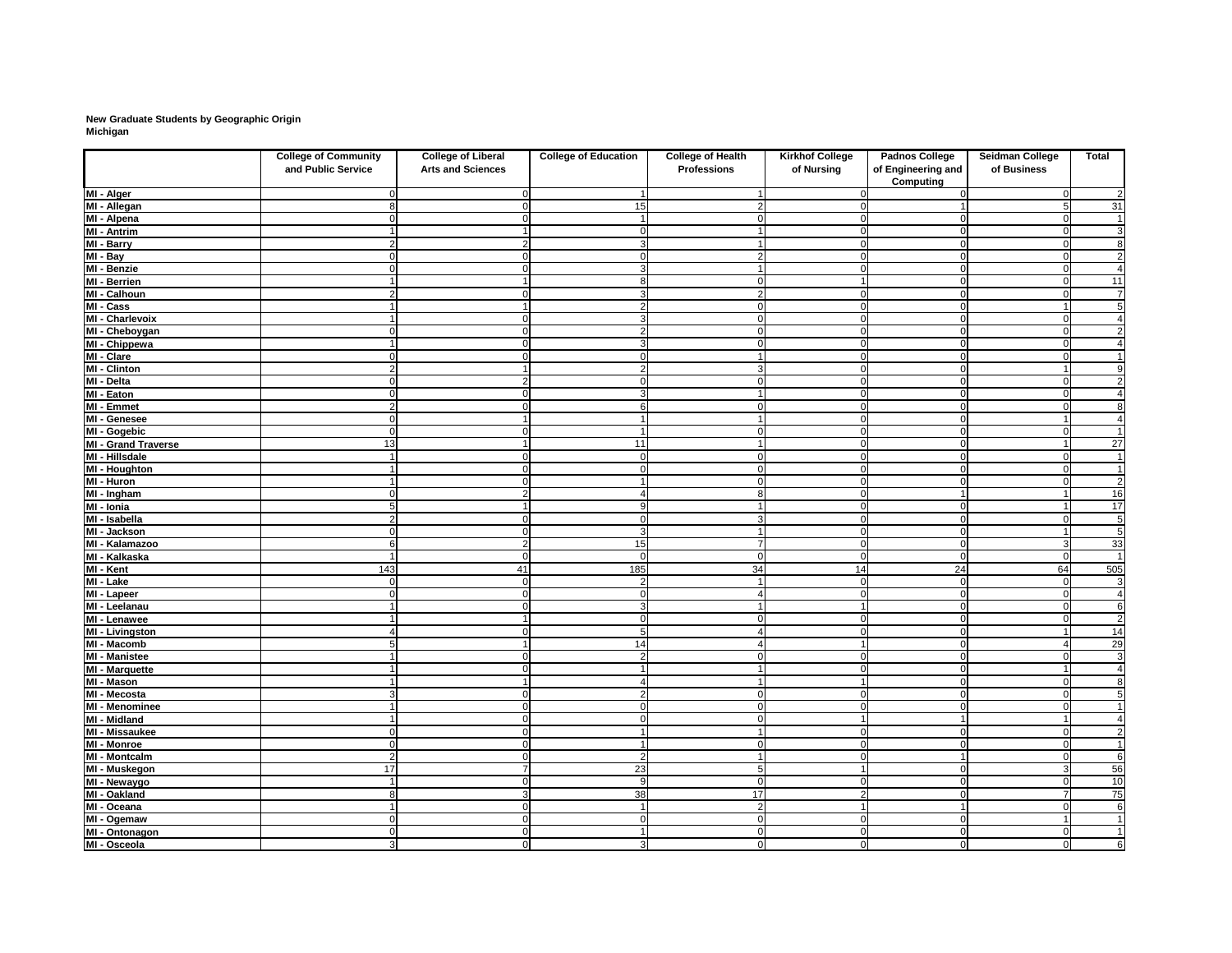**New Graduate Students by Geographic Origin**
**Michigan**

| | College of Community and Public Service | College of Liberal Arts and Sciences | College of Education | College of Health Professions | Kirkhof College of Nursing | Padnos College of Engineering and Computing | Seidman College of Business | Total |
|---|---|---|---|---|---|---|---|---|
| **MI - Alger** | 0 | 0 | 1 | 1 | 0 | 0 | 0 | 2 |
| **MI - Allegan** | 8 | 0 | 15 | 2 | 0 | 1 | 5 | 31 |
| **MI - Alpena** | 0 | 0 | 1 | 0 | 0 | 0 | 0 | 1 |
| **MI - Antrim** | 1 | 1 | 0 | 1 | 0 | 0 | 0 | 3 |
| **MI - Barry** | 2 | 2 | 3 | 1 | 0 | 0 | 0 | 8 |
| **MI - Bay** | 0 | 0 | 0 | 2 | 0 | 0 | 0 | 2 |
| **MI - Benzie** | 0 | 0 | 3 | 1 | 0 | 0 | 0 | 4 |
| **MI - Berrien** | 1 | 1 | 8 | 0 | 1 | 0 | 0 | 11 |
| **MI - Calhoun** | 2 | 0 | 3 | 2 | 0 | 0 | 0 | 7 |
| **MI - Cass** | 1 | 1 | 2 | 0 | 0 | 0 | 1 | 5 |
| **MI - Charlevoix** | 1 | 0 | 3 | 0 | 0 | 0 | 0 | 4 |
| **MI - Cheboygan** | 0 | 0 | 2 | 0 | 0 | 0 | 0 | 2 |
| **MI - Chippewa** | 1 | 0 | 3 | 0 | 0 | 0 | 0 | 4 |
| **MI - Clare** | 0 | 0 | 0 | 1 | 0 | 0 | 0 | 1 |
| **MI - Clinton** | 2 | 1 | 2 | 3 | 0 | 0 | 1 | 9 |
| **MI - Delta** | 0 | 2 | 0 | 0 | 0 | 0 | 0 | 2 |
| **MI - Eaton** | 0 | 0 | 3 | 1 | 0 | 0 | 0 | 4 |
| **MI - Emmet** | 2 | 0 | 6 | 0 | 0 | 0 | 0 | 8 |
| **MI - Genesee** | 0 | 1 | 1 | 1 | 0 | 0 | 1 | 4 |
| **MI - Gogebic** | 0 | 0 | 1 | 0 | 0 | 0 | 0 | 1 |
| **MI - Grand Traverse** | 13 | 1 | 11 | 1 | 0 | 0 | 1 | 27 |
| **MI - Hillsdale** | 1 | 0 | 0 | 0 | 0 | 0 | 0 | 1 |
| **MI - Houghton** | 1 | 0 | 0 | 0 | 0 | 0 | 0 | 1 |
| **MI - Huron** | 1 | 0 | 1 | 0 | 0 | 0 | 0 | 2 |
| **MI - Ingham** | 0 | 2 | 4 | 8 | 0 | 1 | 1 | 16 |
| **MI - Ionia** | 5 | 1 | 9 | 1 | 0 | 0 | 1 | 17 |
| **MI - Isabella** | 2 | 0 | 0 | 3 | 0 | 0 | 0 | 5 |
| **MI - Jackson** | 0 | 0 | 3 | 1 | 0 | 0 | 1 | 5 |
| **MI - Kalamazoo** | 6 | 2 | 15 | 7 | 0 | 0 | 3 | 33 |
| **MI - Kalkaska** | 1 | 0 | 0 | 0 | 0 | 0 | 0 | 1 |
| **MI - Kent** | 143 | 41 | 185 | 34 | 14 | 24 | 64 | 505 |
| **MI - Lake** | 0 | 0 | 2 | 1 | 0 | 0 | 0 | 3 |
| **MI - Lapeer** | 0 | 0 | 0 | 4 | 0 | 0 | 0 | 4 |
| **MI - Leelanau** | 1 | 0 | 3 | 1 | 1 | 0 | 0 | 6 |
| **MI - Lenawee** | 1 | 1 | 0 | 0 | 0 | 0 | 0 | 2 |
| **MI - Livingston** | 4 | 0 | 5 | 4 | 0 | 0 | 1 | 14 |
| **MI - Macomb** | 5 | 1 | 14 | 4 | 1 | 0 | 4 | 29 |
| **MI - Manistee** | 1 | 0 | 2 | 0 | 0 | 0 | 0 | 3 |
| **MI - Marquette** | 1 | 0 | 1 | 1 | 0 | 0 | 1 | 4 |
| **MI - Mason** | 1 | 1 | 4 | 1 | 1 | 0 | 0 | 8 |
| **MI - Mecosta** | 3 | 0 | 2 | 0 | 0 | 0 | 0 | 5 |
| **MI - Menominee** | 1 | 0 | 0 | 0 | 0 | 0 | 0 | 1 |
| **MI - Midland** | 1 | 0 | 0 | 0 | 1 | 1 | 1 | 4 |
| **MI - Missaukee** | 0 | 0 | 1 | 1 | 0 | 0 | 0 | 2 |
| **MI - Monroe** | 0 | 0 | 1 | 0 | 0 | 0 | 0 | 1 |
| **MI - Montcalm** | 2 | 0 | 2 | 1 | 0 | 1 | 0 | 6 |
| **MI - Muskegon** | 17 | 7 | 23 | 5 | 1 | 0 | 3 | 56 |
| **MI - Newaygo** | 1 | 0 | 9 | 0 | 0 | 0 | 0 | 10 |
| **MI - Oakland** | 8 | 3 | 38 | 17 | 2 | 0 | 7 | 75 |
| **MI - Oceana** | 1 | 0 | 1 | 2 | 1 | 1 | 0 | 6 |
| **MI - Ogemaw** | 0 | 0 | 0 | 0 | 0 | 0 | 1 | 1 |
| **MI - Ontonagon** | 0 | 0 | 1 | 0 | 0 | 0 | 0 | 1 |
| **MI - Osceola** | 3 | 0 | 3 | 0 | 0 | 0 | 0 | 6 |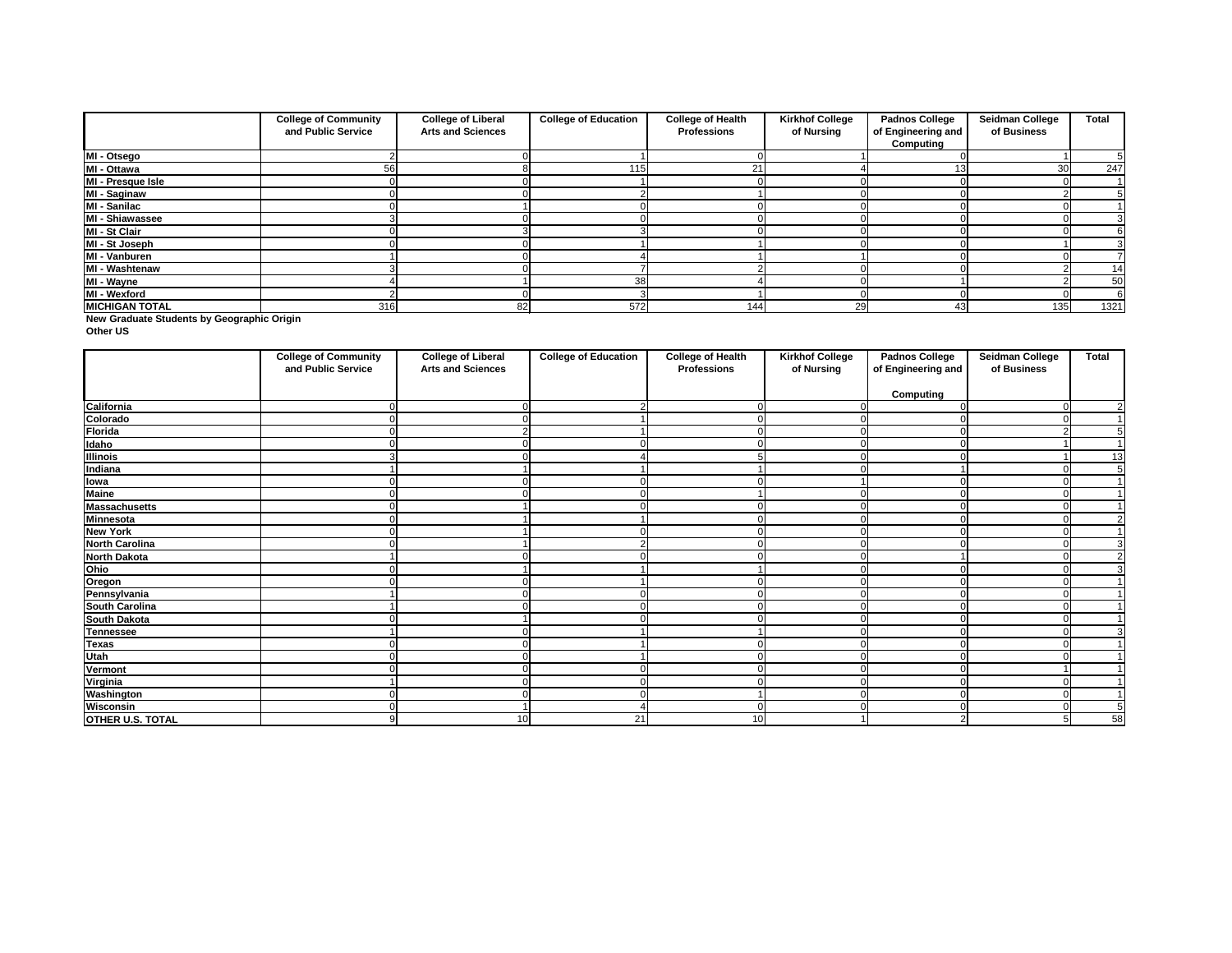| | College of Community and Public Service | College of Liberal Arts and Sciences | College of Education | College of Health Professions | Kirkhof College of Nursing | Padnos College of Engineering and Computing | Seidman College of Business | Total |
|---|---|---|---|---|---|---|---|---|
| MI - Otsego | 2 | 0 | 1 | 0 | 1 | 0 | 1 | 5 |
| MI - Ottawa | 56 | 8 | 115 | 21 | 4 | 13 | 30 | 247 |
| MI - Presque Isle | 0 | 0 | 1 | 0 | 0 | 0 | 0 | 1 |
| MI - Saginaw | 0 | 0 | 2 | 1 | 0 | 0 | 2 | 5 |
| MI - Sanilac | 0 | 1 | 0 | 0 | 0 | 0 | 0 | 1 |
| MI - Shiawassee | 3 | 0 | 0 | 0 | 0 | 0 | 0 | 3 |
| MI - St Clair | 0 | 3 | 3 | 0 | 0 | 0 | 0 | 6 |
| MI - St Joseph | 0 | 0 | 1 | 1 | 0 | 0 | 1 | 3 |
| MI - Vanburen | 1 | 0 | 4 | 1 | 1 | 0 | 0 | 7 |
| MI - Washtenaw | 3 | 0 | 7 | 2 | 0 | 0 | 2 | 14 |
| MI - Wayne | 4 | 1 | 38 | 4 | 0 | 1 | 2 | 50 |
| MI - Wexford | 2 | 0 | 3 | 1 | 0 | 0 | 0 | 6 |
| MICHIGAN TOTAL | 316 | 82 | 572 | 144 | 29 | 43 | 135 | 1321 |

**New Graduate Students by Geographic Origin**

**Other US**

| | College of Community and Public Service | College of Liberal Arts and Sciences | College of Education | College of Health Professions | Kirkhof College of Nursing | Padnos College of Engineering and Computing | Seidman College of Business | Total |
|---|---|---|---|---|---|---|---|---|
| California | 0 | 0 | 2 | 0 | 0 | 0 | 0 | 2 |
| Colorado | 0 | 0 | 1 | 0 | 0 | 0 | 0 | 1 |
| Florida | 0 | 2 | 1 | 0 | 0 | 0 | 2 | 5 |
| Idaho | 0 | 0 | 0 | 0 | 0 | 0 | 1 | 1 |
| Illinois | 3 | 0 | 4 | 5 | 0 | 0 | 1 | 13 |
| Indiana | 1 | 1 | 1 | 1 | 0 | 1 | 0 | 5 |
| Iowa | 0 | 0 | 0 | 0 | 1 | 0 | 0 | 1 |
| Maine | 0 | 0 | 0 | 1 | 0 | 0 | 0 | 1 |
| Massachusetts | 0 | 1 | 0 | 0 | 0 | 0 | 0 | 1 |
| Minnesota | 0 | 1 | 1 | 0 | 0 | 0 | 0 | 2 |
| New York | 0 | 1 | 0 | 0 | 0 | 0 | 0 | 1 |
| North Carolina | 0 | 1 | 2 | 0 | 0 | 0 | 0 | 3 |
| North Dakota | 1 | 0 | 0 | 0 | 0 | 1 | 0 | 2 |
| Ohio | 0 | 1 | 1 | 1 | 0 | 0 | 0 | 3 |
| Oregon | 0 | 0 | 1 | 0 | 0 | 0 | 0 | 1 |
| Pennsylvania | 1 | 0 | 0 | 0 | 0 | 0 | 0 | 1 |
| South Carolina | 1 | 0 | 0 | 0 | 0 | 0 | 0 | 1 |
| South Dakota | 0 | 1 | 0 | 0 | 0 | 0 | 0 | 1 |
| Tennessee | 1 | 0 | 1 | 1 | 0 | 0 | 0 | 3 |
| Texas | 0 | 0 | 1 | 0 | 0 | 0 | 0 | 1 |
| Utah | 0 | 0 | 1 | 0 | 0 | 0 | 0 | 1 |
| Vermont | 0 | 0 | 0 | 0 | 0 | 0 | 1 | 1 |
| Virginia | 1 | 0 | 0 | 0 | 0 | 0 | 0 | 1 |
| Washington | 0 | 0 | 0 | 1 | 0 | 0 | 0 | 1 |
| Wisconsin | 0 | 1 | 4 | 0 | 0 | 0 | 0 | 5 |
| OTHER U.S. TOTAL | 9 | 10 | 21 | 10 | 1 | 2 | 5 | 58 |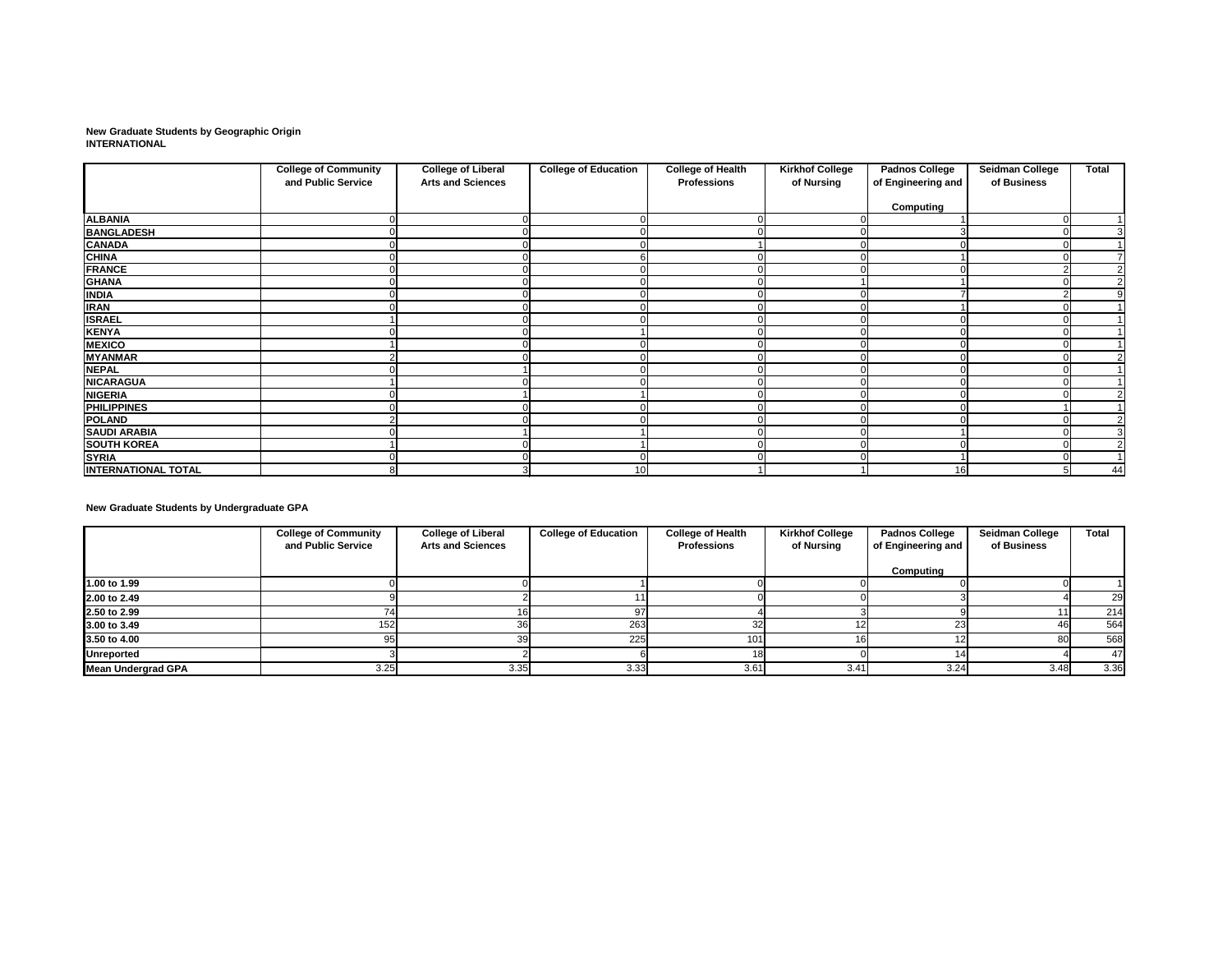**New Graduate Students by Geographic Origin**
**INTERNATIONAL**

| | College of Community and Public Service | College of Liberal Arts and Sciences | College of Education | College of Health Professions | Kirkhof College of Nursing | Padnos College of Engineering and Computing | Seidman College of Business | Total |
|---|---|---|---|---|---|---|---|---|
| **ALBANIA** | 0 | 0 | 0 | 0 | 0 | 1 | 0 | 1 |
| **BANGLADESH** | 0 | 0 | 0 | 0 | 0 | 3 | 0 | 3 |
| **CANADA** | 0 | 0 | 0 | 1 | 0 | 0 | 0 | 1 |
| **CHINA** | 0 | 0 | 6 | 0 | 0 | 1 | 0 | 7 |
| **FRANCE** | 0 | 0 | 0 | 0 | 0 | 0 | 2 | 2 |
| **GHANA** | 0 | 0 | 0 | 0 | 1 | 1 | 0 | 2 |
| **INDIA** | 0 | 0 | 0 | 0 | 0 | 7 | 2 | 9 |
| **IRAN** | 0 | 0 | 0 | 0 | 0 | 1 | 0 | 1 |
| **ISRAEL** | 1 | 0 | 0 | 0 | 0 | 0 | 0 | 1 |
| **KENYA** | 0 | 0 | 1 | 0 | 0 | 0 | 0 | 1 |
| **MEXICO** | 1 | 0 | 0 | 0 | 0 | 0 | 0 | 1 |
| **MYANMAR** | 2 | 0 | 0 | 0 | 0 | 0 | 0 | 2 |
| **NEPAL** | 0 | 1 | 0 | 0 | 0 | 0 | 0 | 1 |
| **NICARAGUA** | 1 | 0 | 0 | 0 | 0 | 0 | 0 | 1 |
| **NIGERIA** | 0 | 1 | 1 | 0 | 0 | 0 | 0 | 2 |
| **PHILIPPINES** | 0 | 0 | 0 | 0 | 0 | 0 | 1 | 1 |
| **POLAND** | 2 | 0 | 0 | 0 | 0 | 0 | 0 | 2 |
| **SAUDI ARABIA** | 0 | 1 | 1 | 0 | 0 | 1 | 0 | 3 |
| **SOUTH KOREA** | 1 | 0 | 1 | 0 | 0 | 0 | 0 | 2 |
| **SYRIA** | 0 | 0 | 0 | 0 | 0 | 1 | 0 | 1 |
| **INTERNATIONAL TOTAL** | 8 | 3 | 10 | 1 | 1 | 16 | 5 | 44 |

**New Graduate Students by Undergraduate GPA**

| | College of Community and Public Service | College of Liberal Arts and Sciences | College of Education | College of Health Professions | Kirkhof College of Nursing | Padnos College of Engineering and Computing | Seidman College of Business | Total |
|---|---|---|---|---|---|---|---|---|
| **1.00 to 1.99** | 0 | 0 | 1 | 0 | 0 | 0 | 0 | 1 |
| **2.00 to 2.49** | 9 | 2 | 11 | 0 | 0 | 3 | 4 | 29 |
| **2.50 to 2.99** | 74 | 16 | 97 | 4 | 3 | 9 | 11 | 214 |
| **3.00 to 3.49** | 152 | 36 | 263 | 32 | 12 | 23 | 46 | 564 |
| **3.50 to 4.00** | 95 | 39 | 225 | 101 | 16 | 12 | 80 | 568 |
| **Unreported** | 3 | 2 | 6 | 18 | 0 | 14 | 4 | 47 |
| **Mean Undergrad GPA** | 3.25 | 3.35 | 3.33 | 3.61 | 3.41 | 3.24 | 3.48 | 3.36 |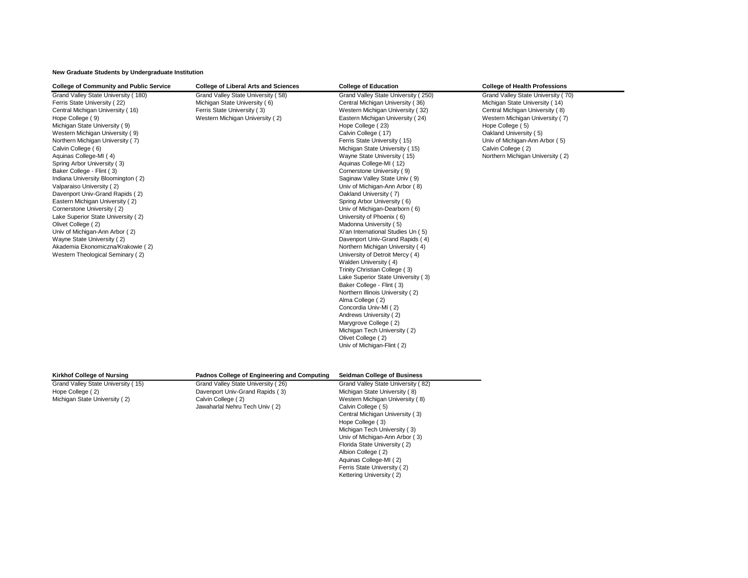**New Graduate Students by Undergraduate Institution**

**College of Community and Public Service**

- Grand Valley State University ( 180)
- Ferris State University ( 22)
- Central Michigan University ( 16)
- Hope College ( 9)
- Michigan State University ( 9)
- Western Michigan University ( 9)
- Northern Michigan University ( 7)
- Calvin College ( 6)
- Aquinas College-MI ( 4)
- Spring Arbor University ( 3)
- Baker College - Flint ( 3)
- Indiana University Bloomington ( 2)
- Valparaiso University ( 2)
- Davenport Univ-Grand Rapids ( 2)
- Eastern Michigan University ( 2)
- Cornerstone University ( 2)
- Lake Superior State University ( 2)
- Olivet College ( 2)
- Univ of Michigan-Ann Arbor ( 2)
- Wayne State University ( 2)
- Akademia Ekonomiczna/Krakowie ( 2)
- Western Theological Seminary ( 2)

**College of Liberal Arts and Sciences**

- Grand Valley State University ( 58)
- Michigan State University ( 6)
- Ferris State University ( 3)
- Western Michigan University ( 2)

**College of Education**

- Grand Valley State University ( 250)
- Central Michigan University ( 36)
- Western Michigan University ( 32)
- Eastern Michigan University ( 24)
- Hope College ( 23)
- Calvin College ( 17)
- Ferris State University ( 15)
- Michigan State University ( 15)
- Wayne State University ( 15)
- Aquinas College-MI ( 12)
- Cornerstone University ( 9)
- Saginaw Valley State Univ ( 9)
- Univ of Michigan-Ann Arbor ( 8)
- Oakland University ( 7)
- Spring Arbor University ( 6)
- Univ of Michigan-Dearborn ( 6)
- University of Phoenix ( 6)
- Madonna University ( 5)
- Xi'an International Studies Un ( 5)
- Davenport Univ-Grand Rapids ( 4)
- Northern Michigan University ( 4)
- University of Detroit Mercy ( 4)
- Walden University ( 4)
- Trinity Christian College ( 3)
- Lake Superior State University ( 3)
- Baker College - Flint ( 3)
- Northern Illinois University ( 2)
- Alma College ( 2)
- Concordia Univ-MI ( 2)
- Andrews University ( 2)
- Marygrove College ( 2)
- Michigan Tech University ( 2)
- Olivet College ( 2)
- Univ of Michigan-Flint ( 2)

**College of Health Professions**

- Grand Valley State University ( 70)
- Michigan State University ( 14)
- Central Michigan University ( 8)
- Western Michigan University ( 7)
- Hope College ( 5)
- Oakland University ( 5)
- Univ of Michigan-Ann Arbor ( 5)
- Calvin College ( 2)
- Northern Michigan University ( 2)

**Kirkhof College of Nursing**

- Grand Valley State University ( 15)
- Hope College ( 2)
- Michigan State University ( 2)

**Padnos College of Engineering and Computing**

- Grand Valley State University ( 26)
- Davenport Univ-Grand Rapids ( 3)
- Calvin College ( 2)
- Jawaharlal Nehru Tech Univ ( 2)

**Seidman College of Business**

- Grand Valley State University ( 82)
- Michigan State University ( 8)
- Western Michigan University ( 8)
- Calvin College ( 5)
- Central Michigan University ( 3)
- Hope College ( 3)
- Michigan Tech University ( 3)
- Univ of Michigan-Ann Arbor ( 3)
- Florida State University ( 2)
- Albion College ( 2)
- Aquinas College-MI ( 2)
- Ferris State University ( 2)
- Kettering University ( 2)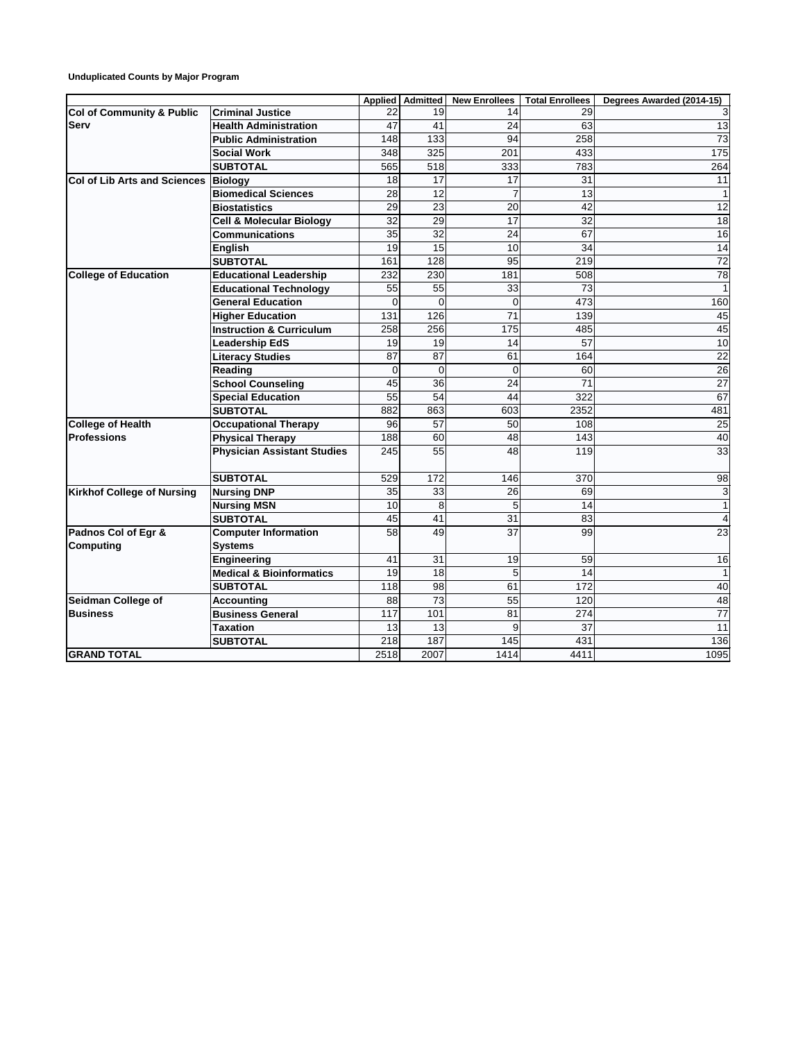**Unduplicated Counts by Major Program**

| | | Applied | Admitted | New Enrollees | Total Enrollees | Degrees Awarded (2014-15) |
|---|---|---|---|---|---|---|
| **Col of Community & Public Serv** | **Criminal Justice** | 22 | 19 | 14 | 29 | 3 |
| | **Health Administration** | 47 | 41 | 24 | 63 | 13 |
| | **Public Administration** | 148 | 133 | 94 | 258 | 73 |
| | **Social Work** | 348 | 325 | 201 | 433 | 175 |
| | **SUBTOTAL** | 565 | 518 | 333 | 783 | 264 |
| **Col of Lib Arts and Sciences** | **Biology** | 18 | 17 | 17 | 31 | 11 |
| | **Biomedical Sciences** | 28 | 12 | 7 | 13 | 1 |
| | **Biostatistics** | 29 | 23 | 20 | 42 | 12 |
| | **Cell & Molecular Biology** | 32 | 29 | 17 | 32 | 18 |
| | **Communications** | 35 | 32 | 24 | 67 | 16 |
| | **English** | 19 | 15 | 10 | 34 | 14 |
| | **SUBTOTAL** | 161 | 128 | 95 | 219 | 72 |
| **College of Education** | **Educational Leadership** | 232 | 230 | 181 | 508 | 78 |
| | **Educational Technology** | 55 | 55 | 33 | 73 | 1 |
| | **General Education** | 0 | 0 | 0 | 473 | 160 |
| | **Higher Education** | 131 | 126 | 71 | 139 | 45 |
| | **Instruction & Curriculum** | 258 | 256 | 175 | 485 | 45 |
| | **Leadership EdS** | 19 | 19 | 14 | 57 | 10 |
| | **Literacy Studies** | 87 | 87 | 61 | 164 | 22 |
| | **Reading** | 0 | 0 | 0 | 60 | 26 |
| | **School Counseling** | 45 | 36 | 24 | 71 | 27 |
| | **Special Education** | 55 | 54 | 44 | 322 | 67 |
| | **SUBTOTAL** | 882 | 863 | 603 | 2352 | 481 |
| **College of Health Professions** | **Occupational Therapy** | 96 | 57 | 50 | 108 | 25 |
| | **Physical Therapy** | 188 | 60 | 48 | 143 | 40 |
| | **Physician Assistant Studies** | 245 | 55 | 48 | 119 | 33 |
| | **SUBTOTAL** | 529 | 172 | 146 | 370 | 98 |
| **Kirkhof College of Nursing** | **Nursing DNP** | 35 | 33 | 26 | 69 | 3 |
| | **Nursing MSN** | 10 | 8 | 5 | 14 | 1 |
| | **SUBTOTAL** | 45 | 41 | 31 | 83 | 4 |
| **Padnos Col of Egr & Computing** | **Computer Information Systems** | 58 | 49 | 37 | 99 | 23 |
| | **Engineering** | 41 | 31 | 19 | 59 | 16 |
| | **Medical & Bioinformatics** | 19 | 18 | 5 | 14 | 1 |
| | **SUBTOTAL** | 118 | 98 | 61 | 172 | 40 |
| **Seidman College of Business** | **Accounting** | 88 | 73 | 55 | 120 | 48 |
| | **Business General** | 117 | 101 | 81 | 274 | 77 |
| | **Taxation** | 13 | 13 | 9 | 37 | 11 |
| | **SUBTOTAL** | 218 | 187 | 145 | 431 | 136 |
| **GRAND TOTAL** | | 2518 | 2007 | 1414 | 4411 | 1095 |